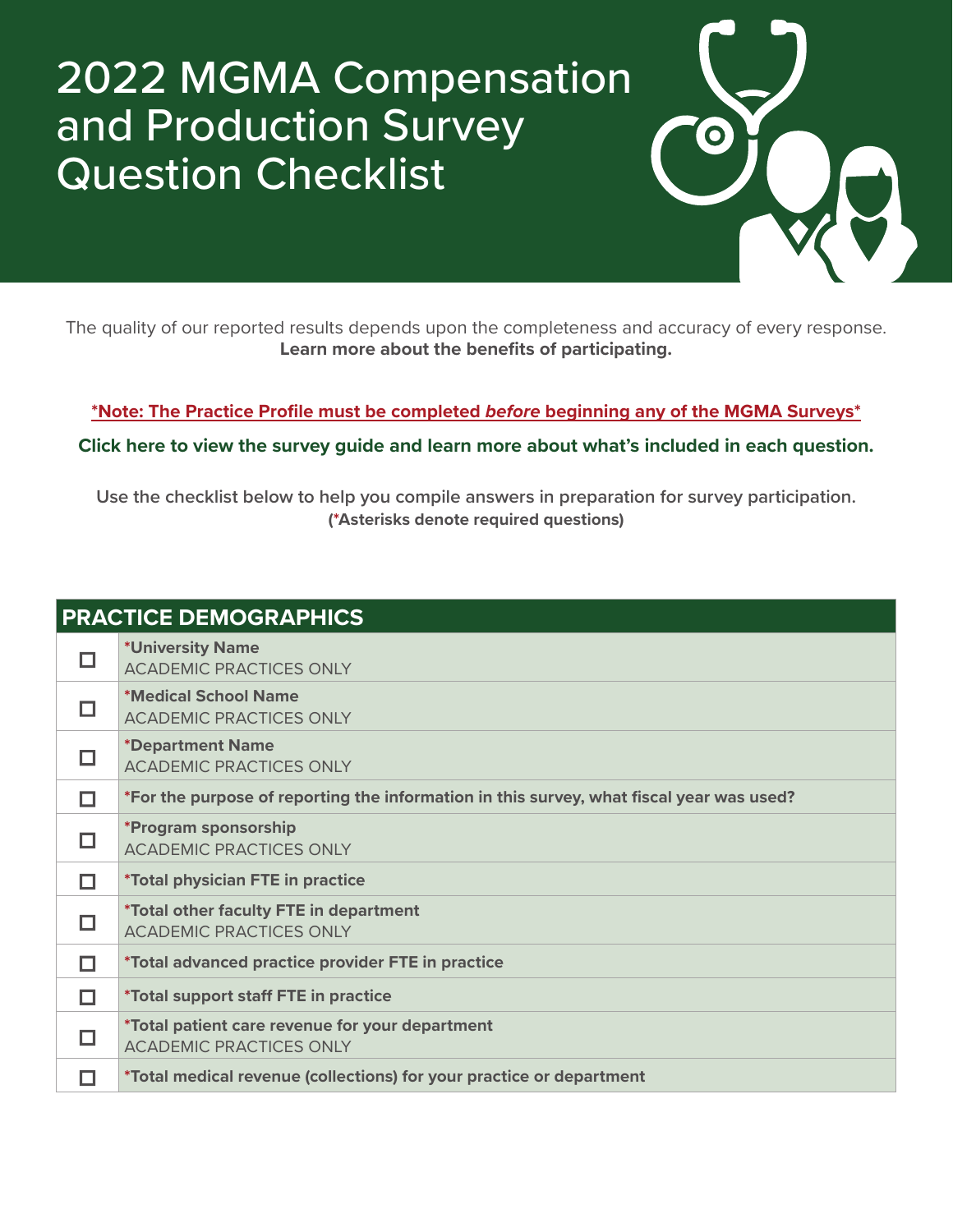# 2022 MGMA Compensation and Production Survey Question Checklist

The quality of our reported results depends upon the completeness and accuracy of every response.
**Learn more about the benefits of participating.**

**\*Note: The Practice Profile must be completed *before* beginning any of the MGMA Surveys\***

**Click here to view the survey guide and learn more about what's included in each question.**

Use the checklist below to help you compile answers in preparation for survey participation.
**(*Asterisks denote required questions)**

| PRACTICE DEMOGRAPHICS | |
|---|---|
| ☐ | **\*University Name**<br>ACADEMIC PRACTICES ONLY |
| ☐ | **\*Medical School Name**<br>ACADEMIC PRACTICES ONLY |
| ☐ | **\*Department Name**<br>ACADEMIC PRACTICES ONLY |
| ☐ | **\*For the purpose of reporting the information in this survey, what fiscal year was used?** |
| ☐ | **\*Program sponsorship**<br>ACADEMIC PRACTICES ONLY |
| ☐ | **\*Total physician FTE in practice** |
| ☐ | **\*Total other faculty FTE in department**<br>ACADEMIC PRACTICES ONLY |
| ☐ | **\*Total advanced practice provider FTE in practice** |
| ☐ | **\*Total support staff FTE in practice** |
| ☐ | **\*Total patient care revenue for your department**<br>ACADEMIC PRACTICES ONLY |
| ☐ | **\*Total medical revenue (collections) for your practice or department** |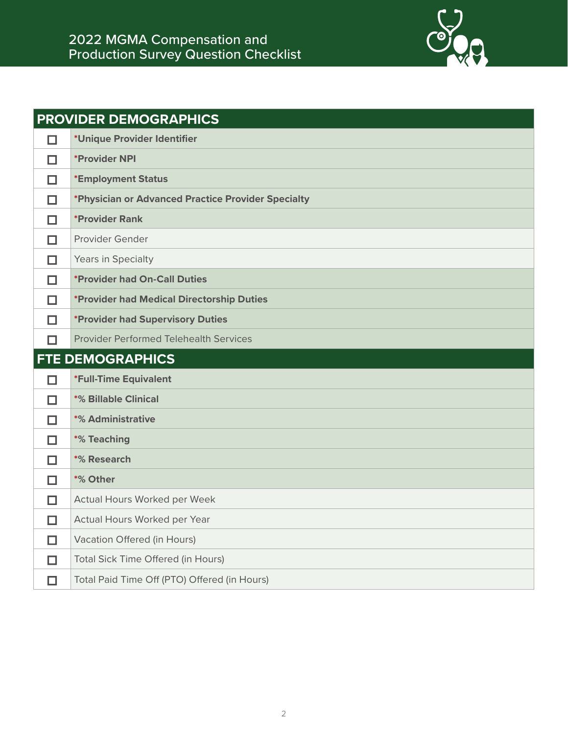# 2022 MGMA Compensation and Production Survey Question Checklist

| PROVIDER DEMOGRAPHICS | |
|---|---|
| ☐ | ***Unique Provider Identifier** |
| ☐ | ***Provider NPI** |
| ☐ | ***Employment Status** |
| ☐ | ***Physician or Advanced Practice Provider Specialty** |
| ☐ | ***Provider Rank** |
| ☐ | Provider Gender |
| ☐ | Years in Specialty |
| ☐ | ***Provider had On-Call Duties** |
| ☐ | ***Provider had Medical Directorship Duties** |
| ☐ | ***Provider had Supervisory Duties** |
| ☐ | Provider Performed Telehealth Services |

| FTE DEMOGRAPHICS | |
|---|---|
| ☐ | ***Full-Time Equivalent** |
| ☐ | ***% Billable Clinical** |
| ☐ | ***% Administrative** |
| ☐ | ***% Teaching** |
| ☐ | ***% Research** |
| ☐ | ***% Other** |
| ☐ | Actual Hours Worked per Week |
| ☐ | Actual Hours Worked per Year |
| ☐ | Vacation Offered (in Hours) |
| ☐ | Total Sick Time Offered (in Hours) |
| ☐ | Total Paid Time Off (PTO) Offered (in Hours) |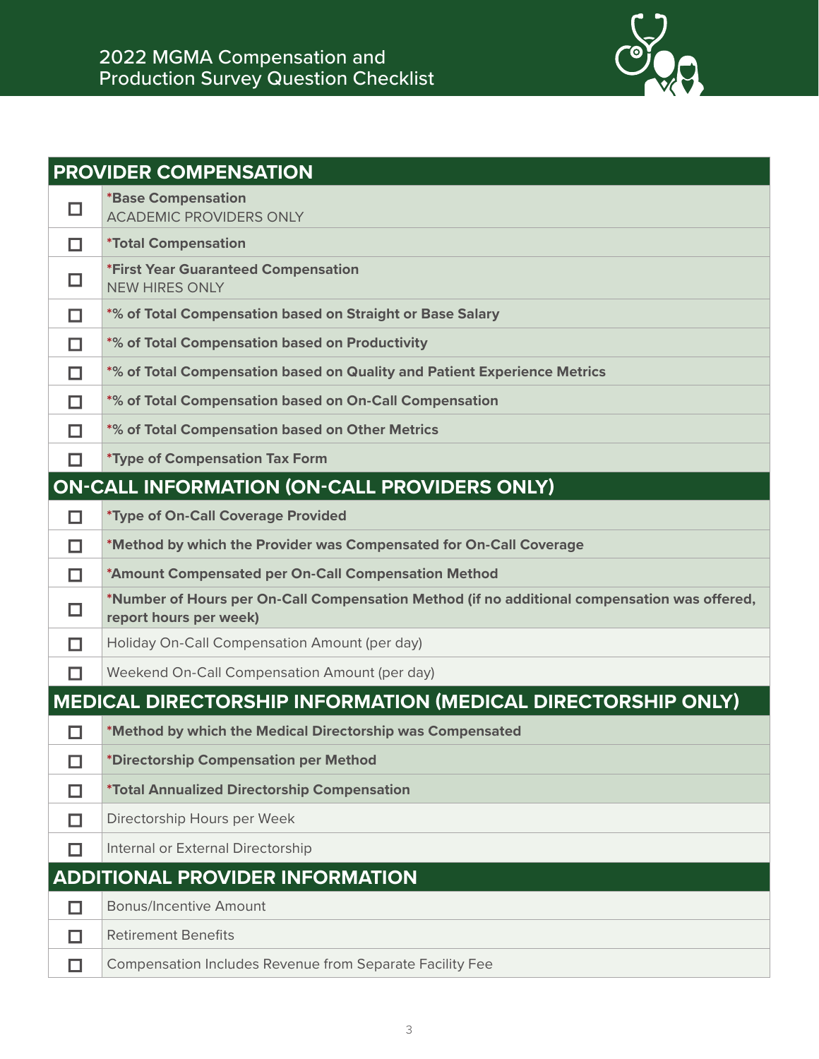# 2022 MGMA Compensation and Production Survey Question Checklist

| PROVIDER COMPENSATION | |
|---|---|
| ☐ | ***Base Compensation**<br>ACADEMIC PROVIDERS ONLY |
| ☐ | ***Total Compensation** |
| ☐ | ***First Year Guaranteed Compensation**<br>NEW HIRES ONLY |
| ☐ | ***% of Total Compensation based on Straight or Base Salary** |
| ☐ | ***% of Total Compensation based on Productivity** |
| ☐ | ***% of Total Compensation based on Quality and Patient Experience Metrics** |
| ☐ | ***% of Total Compensation based on On-Call Compensation** |
| ☐ | ***% of Total Compensation based on Other Metrics** |
| ☐ | ***Type of Compensation Tax Form** |
| **ON-CALL INFORMATION (ON-CALL PROVIDERS ONLY)** | |
| ☐ | ***Type of On-Call Coverage Provided** |
| ☐ | ***Method by which the Provider was Compensated for On-Call Coverage** |
| ☐ | ***Amount Compensated per On-Call Compensation Method** |
| ☐ | ***Number of Hours per On-Call Compensation Method (if no additional compensation was offered, report hours per week)** |
| ☐ | Holiday On-Call Compensation Amount (per day) |
| ☐ | Weekend On-Call Compensation Amount (per day) |
| **MEDICAL DIRECTORSHIP INFORMATION (MEDICAL DIRECTORSHIP ONLY)** | |
| ☐ | ***Method by which the Medical Directorship was Compensated** |
| ☐ | ***Directorship Compensation per Method** |
| ☐ | ***Total Annualized Directorship Compensation** |
| ☐ | Directorship Hours per Week |
| ☐ | Internal or External Directorship |
| **ADDITIONAL PROVIDER INFORMATION** | |
| ☐ | Bonus/Incentive Amount |
| ☐ | Retirement Benefits |
| ☐ | Compensation Includes Revenue from Separate Facility Fee |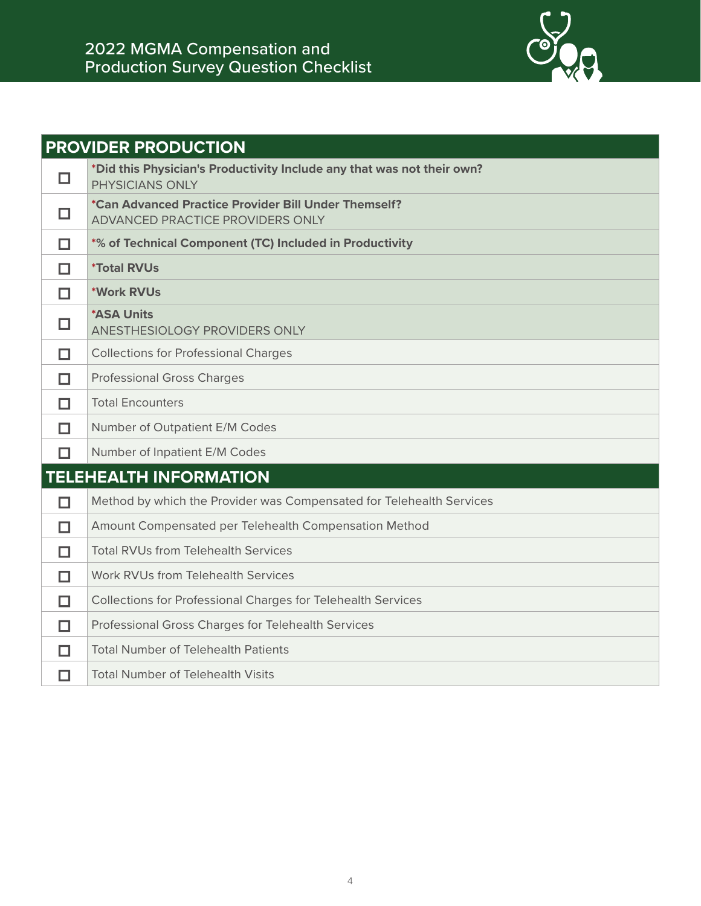# 2022 MGMA Compensation and Production Survey Question Checklist

| PROVIDER PRODUCTION | |
|---|---|
| ☐ | ***Did this Physician's Productivity Include any that was not their own?**<br>PHYSICIANS ONLY |
| ☐ | ***Can Advanced Practice Provider Bill Under Themself?**<br>ADVANCED PRACTICE PROVIDERS ONLY |
| ☐ | ***% of Technical Component (TC) Included in Productivity** |
| ☐ | ***Total RVUs** |
| ☐ | ***Work RVUs** |
| ☐ | ***ASA Units**<br>ANESTHESIOLOGY PROVIDERS ONLY |
| ☐ | Collections for Professional Charges |
| ☐ | Professional Gross Charges |
| ☐ | Total Encounters |
| ☐ | Number of Outpatient E/M Codes |
| ☐ | Number of Inpatient E/M Codes |

| TELEHEALTH INFORMATION | |
|---|---|
| ☐ | Method by which the Provider was Compensated for Telehealth Services |
| ☐ | Amount Compensated per Telehealth Compensation Method |
| ☐ | Total RVUs from Telehealth Services |
| ☐ | Work RVUs from Telehealth Services |
| ☐ | Collections for Professional Charges for Telehealth Services |
| ☐ | Professional Gross Charges for Telehealth Services |
| ☐ | Total Number of Telehealth Patients |
| ☐ | Total Number of Telehealth Visits |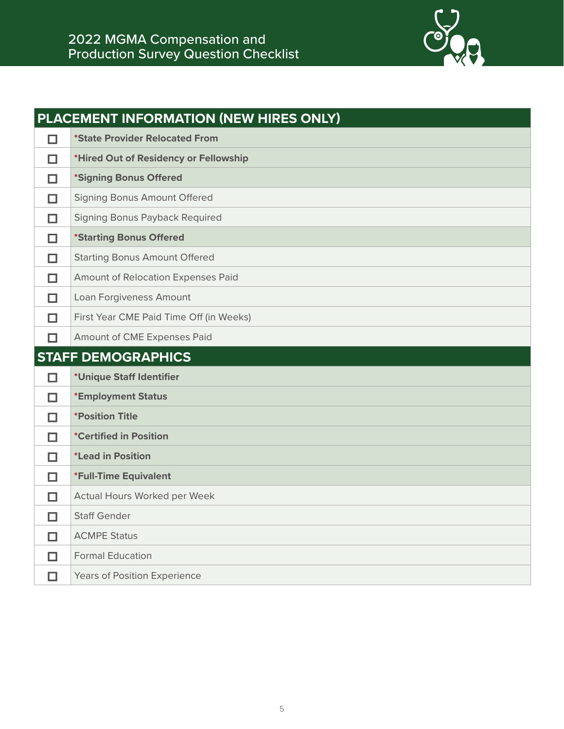# 2022 MGMA Compensation and Production Survey Question Checklist

| | PLACEMENT INFORMATION (NEW HIRES ONLY) |
|---|---|
| ☐ | ***State Provider Relocated From** |
| ☐ | ***Hired Out of Residency or Fellowship** |
| ☐ | ***Signing Bonus Offered** |
| ☐ | Signing Bonus Amount Offered |
| ☐ | Signing Bonus Payback Required |
| ☐ | ***Starting Bonus Offered** |
| ☐ | Starting Bonus Amount Offered |
| ☐ | Amount of Relocation Expenses Paid |
| ☐ | Loan Forgiveness Amount |
| ☐ | First Year CME Paid Time Off (in Weeks) |
| ☐ | Amount of CME Expenses Paid |

| | STAFF DEMOGRAPHICS |
|---|---|
| ☐ | ***Unique Staff Identifier** |
| ☐ | ***Employment Status** |
| ☐ | ***Position Title** |
| ☐ | ***Certified in Position** |
| ☐ | ***Lead in Position** |
| ☐ | ***Full-Time Equivalent** |
| ☐ | Actual Hours Worked per Week |
| ☐ | Staff Gender |
| ☐ | ACMPE Status |
| ☐ | Formal Education |
| ☐ | Years of Position Experience |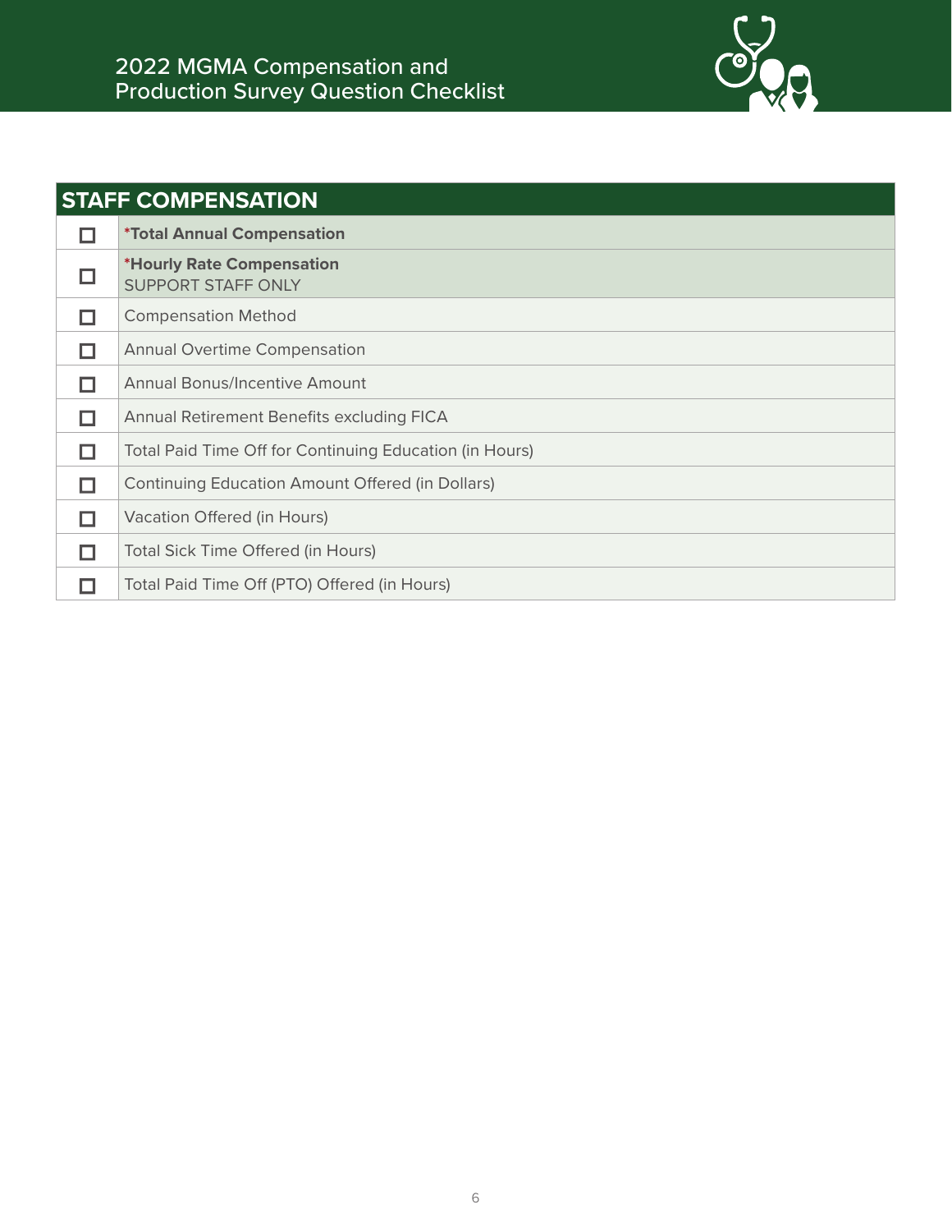# 2022 MGMA Compensation and Production Survey Question Checklist

| STAFF COMPENSATION | |
|---|---|
| ☐ | ***Total Annual Compensation** |
| ☐ | ***Hourly Rate Compensation**<br>SUPPORT STAFF ONLY |
| ☐ | Compensation Method |
| ☐ | Annual Overtime Compensation |
| ☐ | Annual Bonus/Incentive Amount |
| ☐ | Annual Retirement Benefits excluding FICA |
| ☐ | Total Paid Time Off for Continuing Education (in Hours) |
| ☐ | Continuing Education Amount Offered (in Dollars) |
| ☐ | Vacation Offered (in Hours) |
| ☐ | Total Sick Time Offered (in Hours) |
| ☐ | Total Paid Time Off (PTO) Offered (in Hours) |